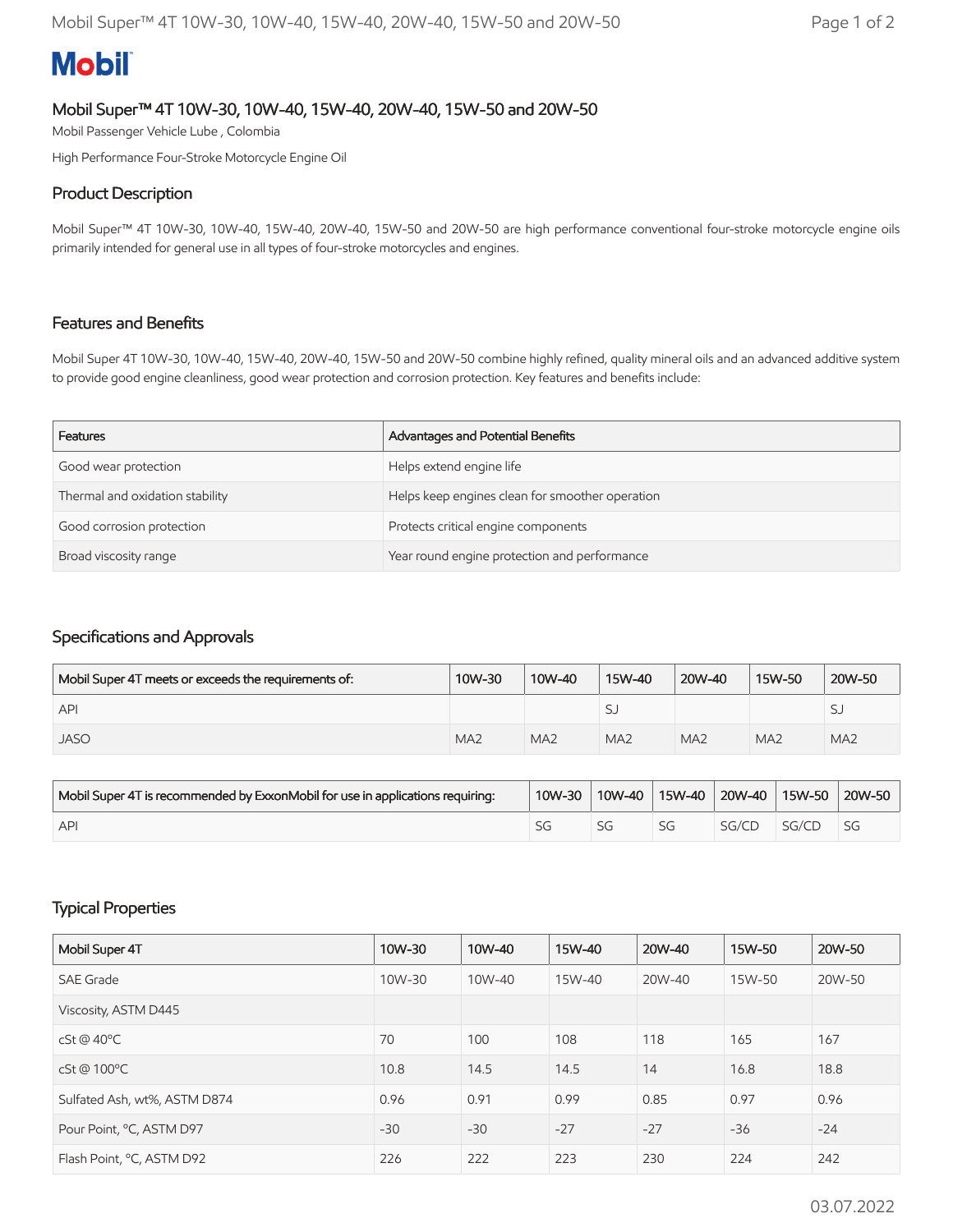# Mobil Super™ 4T 10W-30, 10W-40, 15W-40, 20W-40, 15W-50 and 20W-50

Mobil Passenger Vehicle Lube , Colombia

High Performance Four-Stroke Motorcycle Engine Oil

## Product Description

Mobil Super™ 4T 10W-30, 10W-40, 15W-40, 20W-40, 15W-50 and 20W-50 are high performance conventional four-stroke motorcycle engine oils primarily intended for general use in all types of four-stroke motorcycles and engines.

## Features and Benefits

Mobil Super 4T 10W-30, 10W-40, 15W-40, 20W-40, 15W-50 and 20W-50 combine highly refined, quality mineral oils and an advanced additive system to provide good engine cleanliness, good wear protection and corrosion protection. Key features and benefits include:

| Features | Advantages and Potential Benefits |
|---|---|
| Good wear protection | Helps extend engine life |
| Thermal and oxidation stability | Helps keep engines clean for smoother operation |
| Good corrosion protection | Protects critical engine components |
| Broad viscosity range | Year round engine protection and performance |

## Specifications and Approvals

| Mobil Super 4T meets or exceeds the requirements of: | 10W-30 | 10W-40 | 15W-40 | 20W-40 | 15W-50 | 20W-50 |
|---|---|---|---|---|---|---|
| API | | | SJ | | | SJ |
| JASO | MA2 | MA2 | MA2 | MA2 | MA2 | MA2 |

| Mobil Super 4T is recommended by ExxonMobil for use in applications requiring: | 10W-30 | 10W-40 | 15W-40 | 20W-40 | 15W-50 | 20W-50 |
|---|---|---|---|---|---|---|
| API | SG | SG | SG | SG/CD | SG/CD | SG |

## Typical Properties

| Mobil Super 4T | 10W-30 | 10W-40 | 15W-40 | 20W-40 | 15W-50 | 20W-50 |
|---|---|---|---|---|---|---|
| SAE Grade | 10W-30 | 10W-40 | 15W-40 | 20W-40 | 15W-50 | 20W-50 |
| Viscosity, ASTM D445 | | | | | | |
| cSt @ 40ºC | 70 | 100 | 108 | 118 | 165 | 167 |
| cSt @ 100ºC | 10.8 | 14.5 | 14.5 | 14 | 16.8 | 18.8 |
| Sulfated Ash, wt%, ASTM D874 | 0.96 | 0.91 | 0.99 | 0.85 | 0.97 | 0.96 |
| Pour Point, ºC, ASTM D97 | -30 | -30 | -27 | -27 | -36 | -24 |
| Flash Point, ºC, ASTM D92 | 226 | 222 | 223 | 230 | 224 | 242 |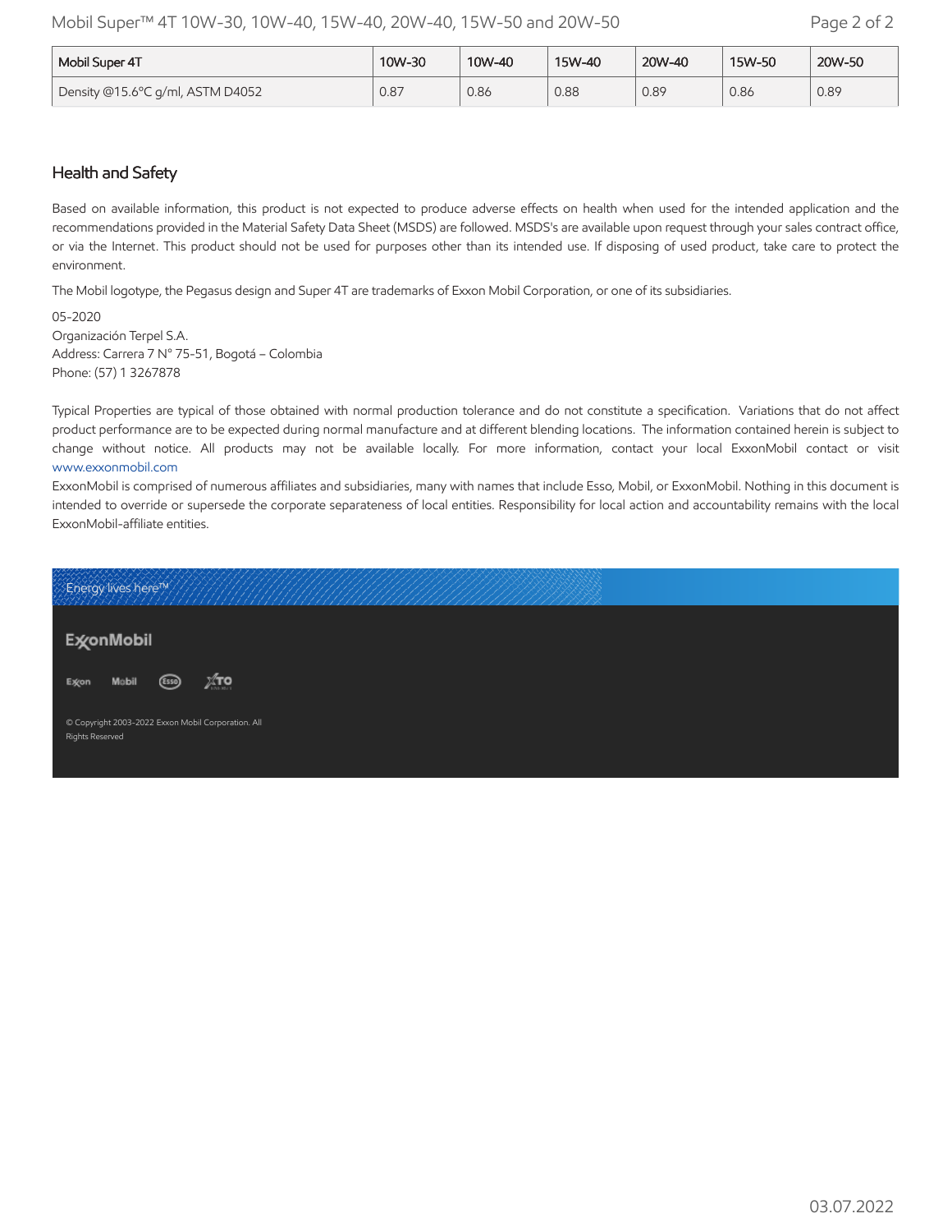| Mobil Super 4T | 10W-30 | 10W-40 | 15W-40 | 20W-40 | 15W-50 | 20W-50 |
|---|---|---|---|---|---|---|
| Density @15.6°C g/ml, ASTM D4052 | 0.87 | 0.86 | 0.88 | 0.89 | 0.86 | 0.89 |

## Health and Safety

Based on available information, this product is not expected to produce adverse effects on health when used for the intended application and the recommendations provided in the Material Safety Data Sheet (MSDS) are followed. MSDS's are available upon request through your sales contract office, or via the Internet. This product should not be used for purposes other than its intended use. If disposing of used product, take care to protect the environment.

The Mobil logotype, the Pegasus design and Super 4T are trademarks of Exxon Mobil Corporation, or one of its subsidiaries.

05-2020
Organización Terpel S.A.
Address: Carrera 7 N° 75-51, Bogotá – Colombia
Phone: (57) 1 3267878

Typical Properties are typical of those obtained with normal production tolerance and do not constitute a specification. Variations that do not affect product performance are to be expected during normal manufacture and at different blending locations. The information contained herein is subject to change without notice. All products may not be available locally. For more information, contact your local ExxonMobil contact or visit www.exxonmobil.com

ExxonMobil is comprised of numerous affiliates and subsidiaries, many with names that include Esso, Mobil, or ExxonMobil. Nothing in this document is intended to override or supersede the corporate separateness of local entities. Responsibility for local action and accountability remains with the local ExxonMobil-affiliate entities.

Energy lives here™

ExxonMobil

Exxon Mobil Esso XTO

© Copyright 2003-2022 Exxon Mobil Corporation. All Rights Reserved

03.07.2022